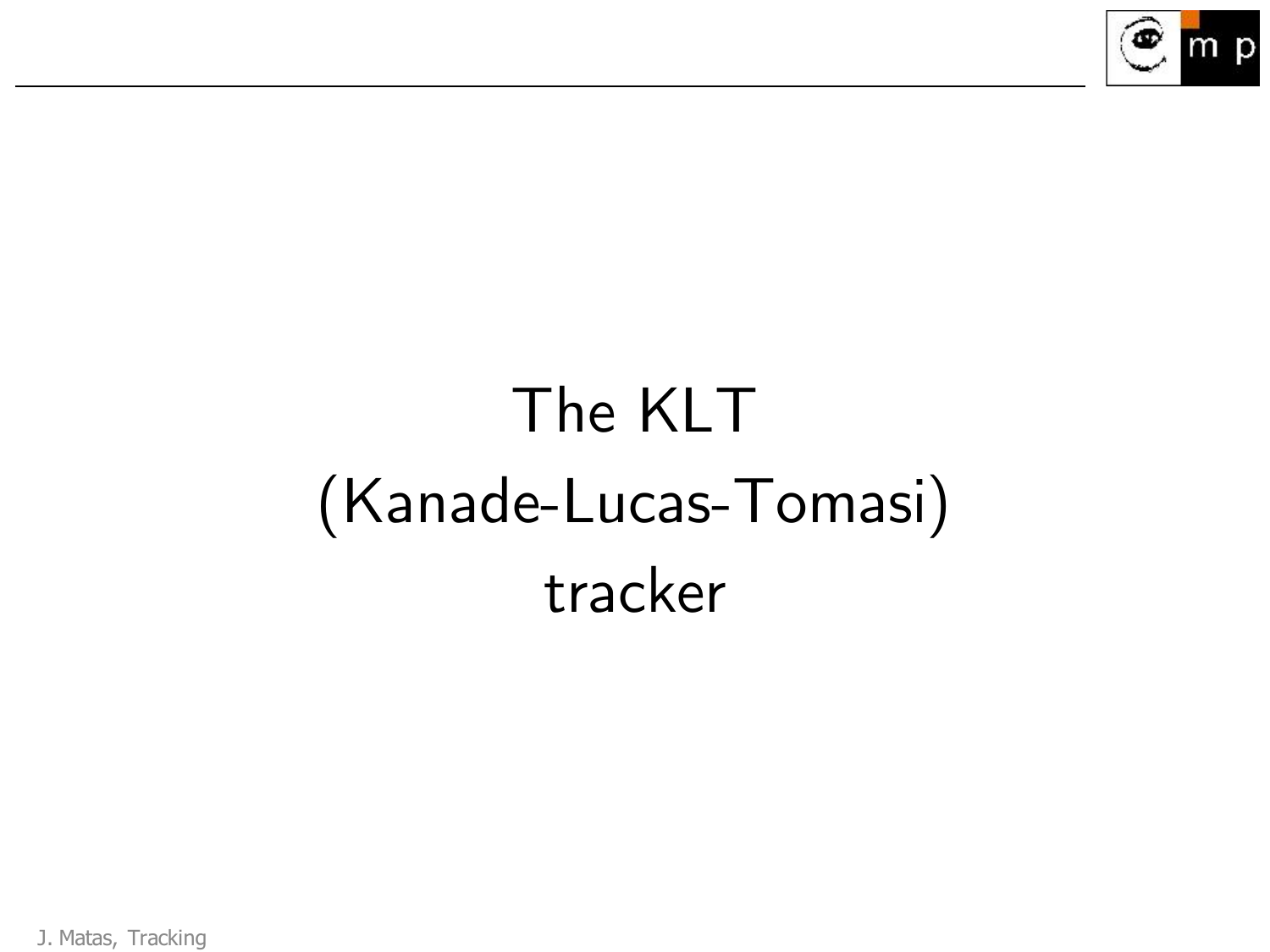# The KLT (Kanade-Lucas-Tomasi) tracker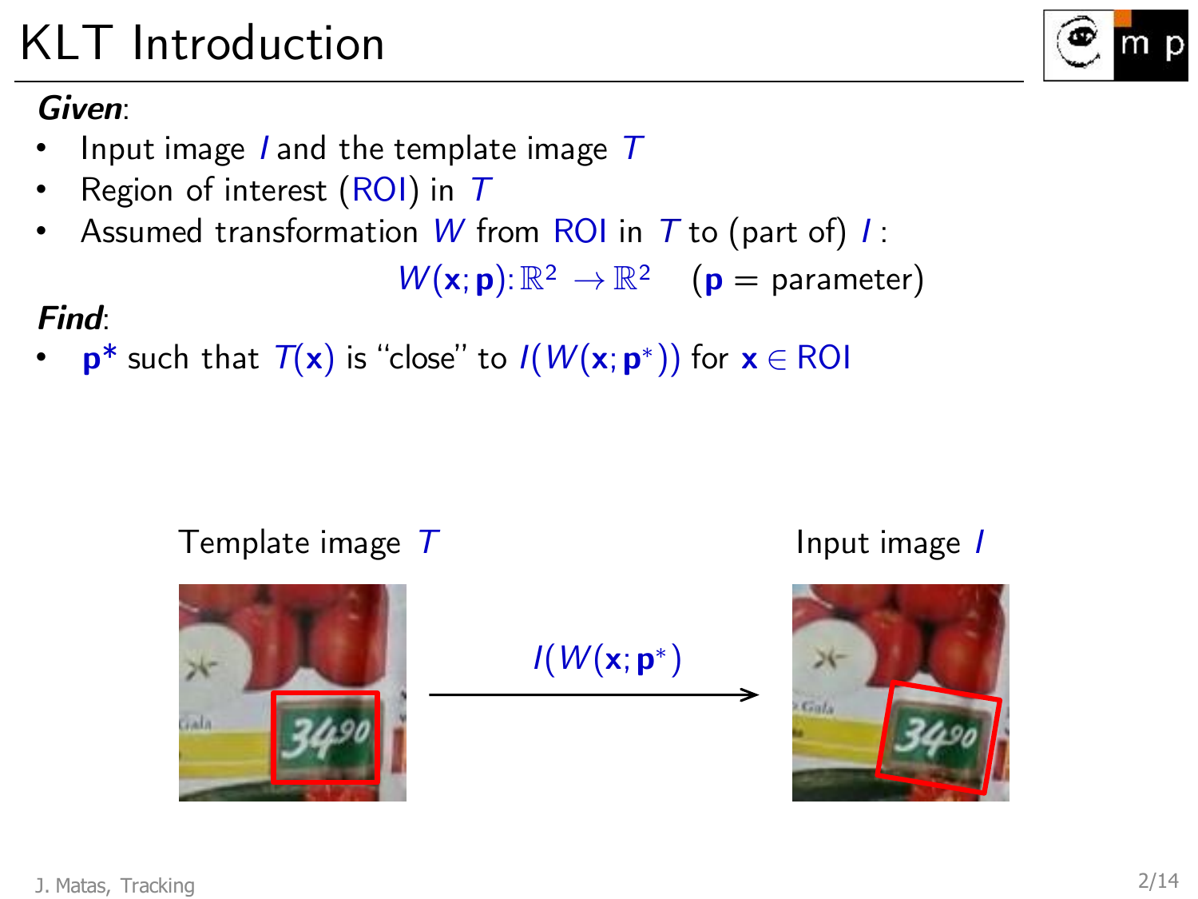# KLT Introduction

***Given***:

- Input image $I$ and the template image $T$
- Region of interest (ROI) in $T$
- Assumed transformation $W$ from ROI in $T$ to (part of) $I$ :

$$W(\mathbf{x};\mathbf{p})\colon \mathbb{R}^2 \to \mathbb{R}^2 \quad (\mathbf{p} = \text{parameter})$$

***Find***:

- $\mathbf{p}^*$ such that $T(\mathbf{x})$ is "close" to $I(W(\mathbf{x};\mathbf{p}^*))$ for $\mathbf{x} \in \text{ROI}$

Template image $T$ $\xrightarrow{I(W(\mathbf{x};\mathbf{p}^*))}$ Input image $I$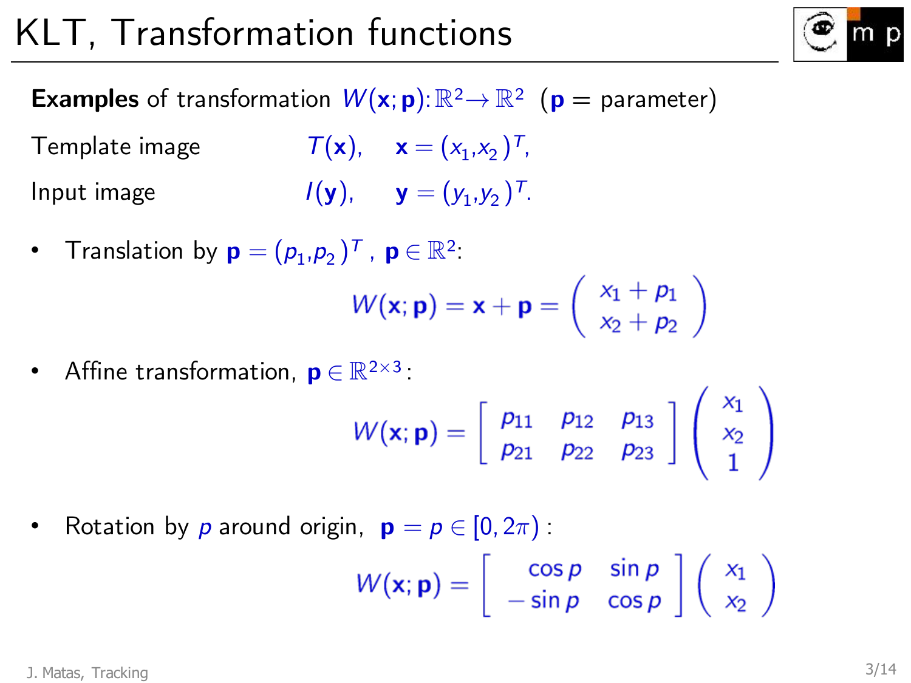# KLT, Transformation functions

**Examples** of transformation $W(\mathbf{x};\mathbf{p})\colon \mathbb{R}^2 \to \mathbb{R}^2$ ($\mathbf{p}$ = parameter)

Template image $T(\mathbf{x})$, $\mathbf{x} = (x_1, x_2)^T$,

Input image $I(\mathbf{y})$, $\mathbf{y} = (y_1, y_2)^T$.

- Translation by $\mathbf{p} = (p_1, p_2)^T$, $\mathbf{p} \in \mathbb{R}^2$:

$$W(\mathbf{x};\mathbf{p}) = \mathbf{x} + \mathbf{p} = \begin{pmatrix} x_1 + p_1 \\ x_2 + p_2 \end{pmatrix}$$

- Affine transformation, $\mathbf{p} \in \mathbb{R}^{2\times 3}$:

$$W(\mathbf{x};\mathbf{p}) = \begin{bmatrix} p_{11} & p_{12} & p_{13} \\ p_{21} & p_{22} & p_{23} \end{bmatrix} \begin{pmatrix} x_1 \\ x_2 \\ 1 \end{pmatrix}$$

- Rotation by $p$ around origin, $\mathbf{p} = p \in [0, 2\pi)$:

$$W(\mathbf{x};\mathbf{p}) = \begin{bmatrix} \cos p & \sin p \\ -\sin p & \cos p \end{bmatrix} \begin{pmatrix} x_1 \\ x_2 \end{pmatrix}$$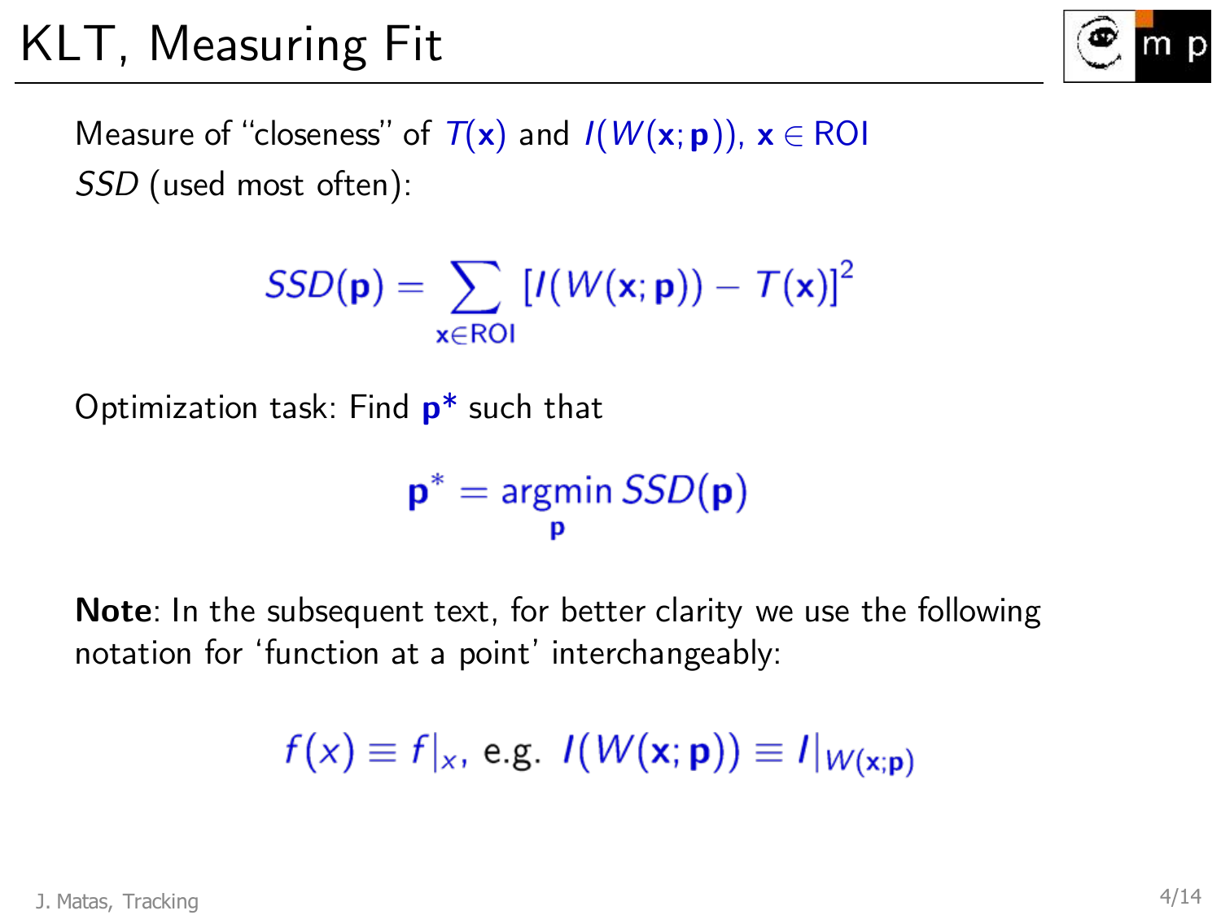# KLT, Measuring Fit

Measure of "closeness" of $T(\mathbf{x})$ and $I(W(\mathbf{x};\mathbf{p}))$, $\mathbf{x} \in \text{ROI}$

*SSD* (used most often):

$$SSD(\mathbf{p}) = \sum_{\mathbf{x} \in \text{ROI}} \left[ I(W(\mathbf{x};\mathbf{p})) - T(\mathbf{x}) \right]^2$$

Optimization task: Find $\mathbf{p}^*$ such that

$$\mathbf{p}^* = \underset{\mathbf{p}}{\text{argmin}}\, SSD(\mathbf{p})$$

**Note**: In the subsequent text, for better clarity we use the following notation for 'function at a point' interchangeably:

$$f(x) \equiv f|_x, \text{ e.g. } I(W(\mathbf{x};\mathbf{p})) \equiv I|_{W(\mathbf{x};\mathbf{p})}$$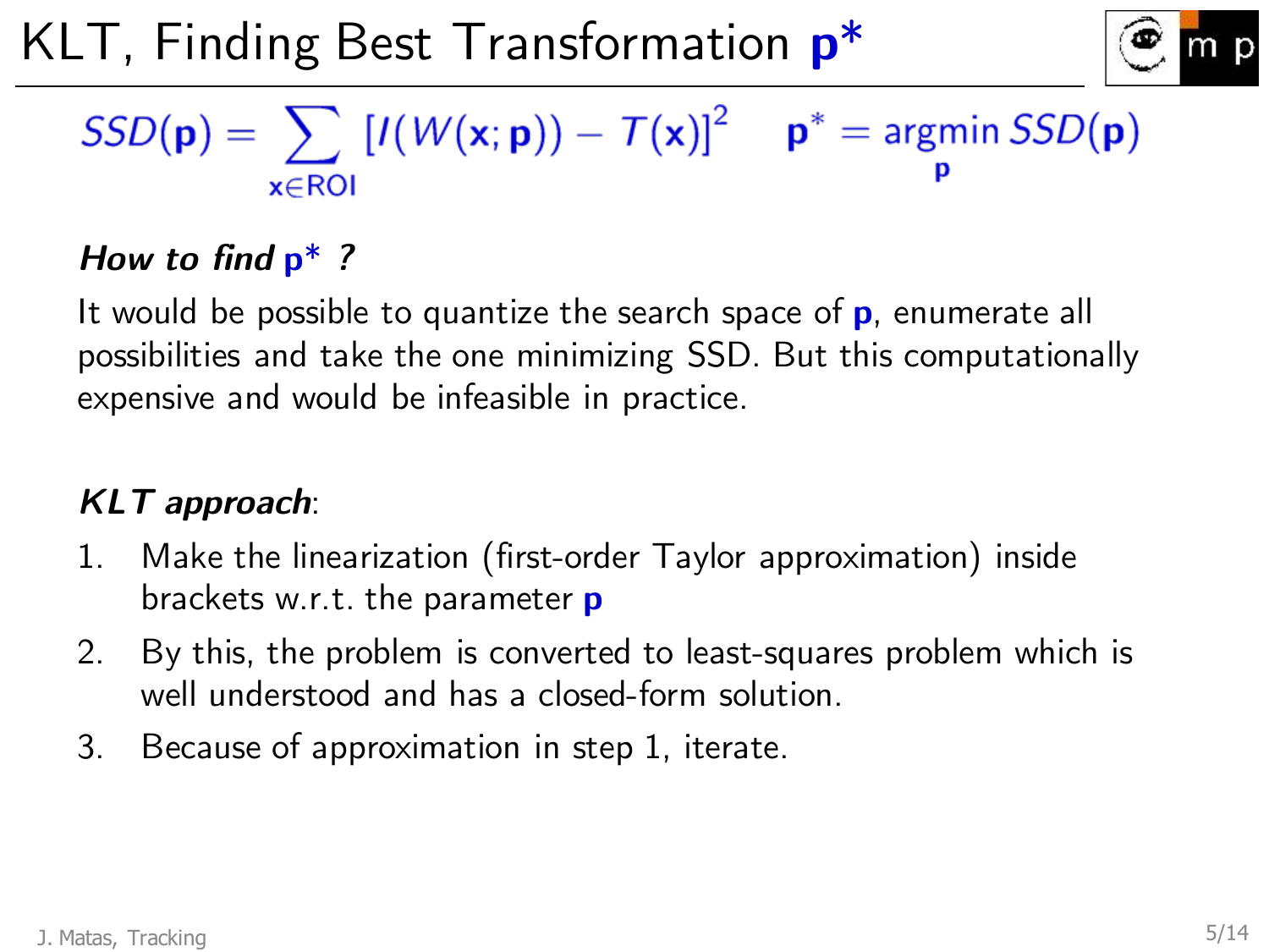# KLT, Finding Best Transformation $\mathbf{p}^*$

$$SSD(\mathbf{p}) = \sum_{\mathbf{x} \in \text{ROI}} [I(W(\mathbf{x};\mathbf{p})) - T(\mathbf{x})]^2 \quad \mathbf{p}^* = \underset{\mathbf{p}}{\operatorname{argmin}}\, SSD(\mathbf{p})$$

***How to find*** $\mathbf{p}^*$ ***?***

It would be possible to quantize the search space of $\mathbf{p}$, enumerate all possibilities and take the one minimizing SSD. But this computationally expensive and would be infeasible in practice.

***KLT approach***:

1. Make the linearization (first-order Taylor approximation) inside brackets w.r.t. the parameter $\mathbf{p}$
2. By this, the problem is converted to least-squares problem which is well understood and has a closed-form solution.
3. Because of approximation in step 1, iterate.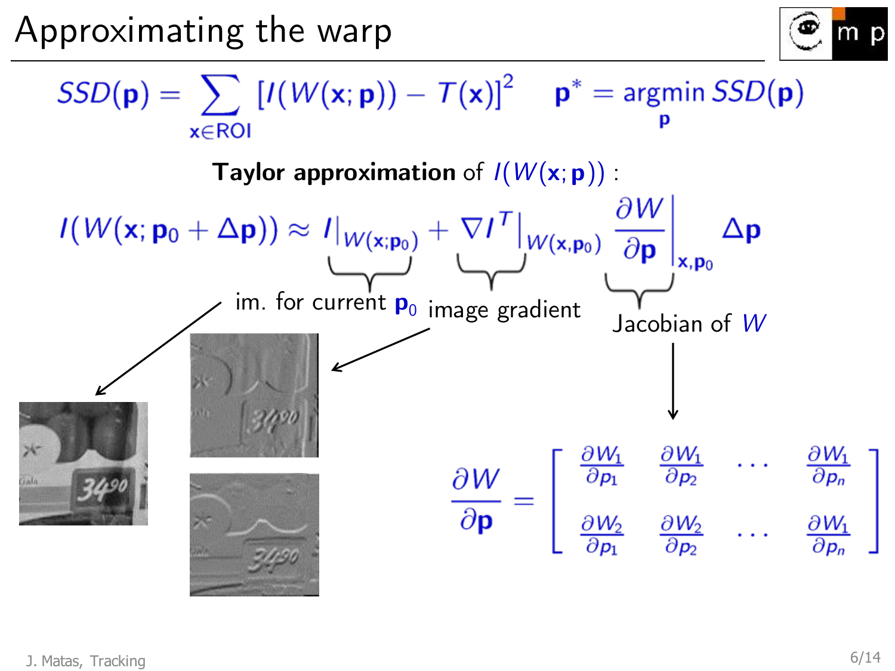# Approximating the warp

$$SSD(\mathbf{p}) = \sum_{\mathbf{x} \in \text{ROI}} [I(W(\mathbf{x};\mathbf{p})) - T(\mathbf{x})]^2 \qquad \mathbf{p}^* = \underset{\mathbf{p}}{\text{argmin}}\, SSD(\mathbf{p})$$

**Taylor approximation** of $I(W(\mathbf{x};\mathbf{p}))$ :

$$I(W(\mathbf{x};\mathbf{p}_0 + \Delta\mathbf{p})) \approx \underbrace{I|_{W(\mathbf{x};\mathbf{p}_0)}}_{\text{im. for current } \mathbf{p}_0} + \underbrace{\nabla I^T}_{\text{image gradient}}\Big|_{W(\mathbf{x},\mathbf{p}_0)} \underbrace{\frac{\partial W}{\partial \mathbf{p}}}_{\text{Jacobian of } W}\Big|_{\mathbf{x},\mathbf{p}_0} \Delta\mathbf{p}$$

$$\frac{\partial W}{\partial \mathbf{p}} = \begin{bmatrix} \frac{\partial W_1}{\partial p_1} & \frac{\partial W_1}{\partial p_2} & \cdots & \frac{\partial W_1}{\partial p_n} \\ \frac{\partial W_2}{\partial p_1} & \frac{\partial W_2}{\partial p_2} & \cdots & \frac{\partial W_1}{\partial p_n} \end{bmatrix}$$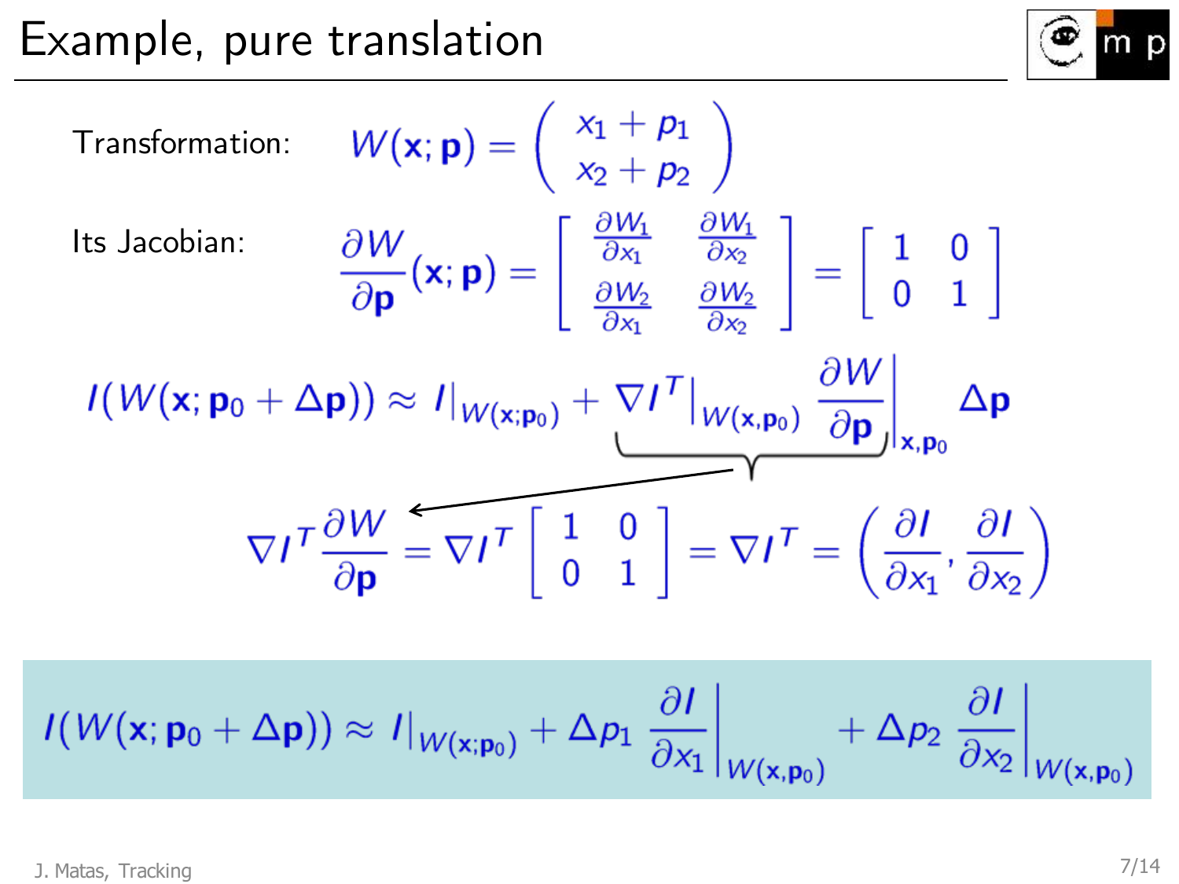# Example, pure translation

Transformation:

$$W(\mathbf{x};\mathbf{p}) = \begin{pmatrix} x_1 + p_1 \\ x_2 + p_2 \end{pmatrix}$$

Its Jacobian:

$$\frac{\partial W}{\partial \mathbf{p}}(\mathbf{x};\mathbf{p}) = \begin{bmatrix} \frac{\partial W_1}{\partial x_1} & \frac{\partial W_1}{\partial x_2} \\ \frac{\partial W_2}{\partial x_1} & \frac{\partial W_2}{\partial x_2} \end{bmatrix} = \begin{bmatrix} 1 & 0 \\ 0 & 1 \end{bmatrix}$$

$$I(W(\mathbf{x};\mathbf{p}_0 + \Delta\mathbf{p})) \approx I|_{W(\mathbf{x};\mathbf{p}_0)} + \underbrace{\nabla I^T|_{W(\mathbf{x},\mathbf{p}_0)} \left.\frac{\partial W}{\partial \mathbf{p}}\right|_{\mathbf{x},\mathbf{p}_0}} \Delta\mathbf{p}$$

$$\nabla I^T \frac{\partial W}{\partial \mathbf{p}} = \nabla I^T \begin{bmatrix} 1 & 0 \\ 0 & 1 \end{bmatrix} = \nabla I^T = \left( \frac{\partial I}{\partial x_1}, \frac{\partial I}{\partial x_2} \right)$$

$$I(W(\mathbf{x};\mathbf{p}_0 + \Delta\mathbf{p})) \approx I|_{W(\mathbf{x};\mathbf{p}_0)} + \Delta p_1 \left.\frac{\partial I}{\partial x_1}\right|_{W(\mathbf{x},\mathbf{p}_0)} + \Delta p_2 \left.\frac{\partial I}{\partial x_2}\right|_{W(\mathbf{x},\mathbf{p}_0)}$$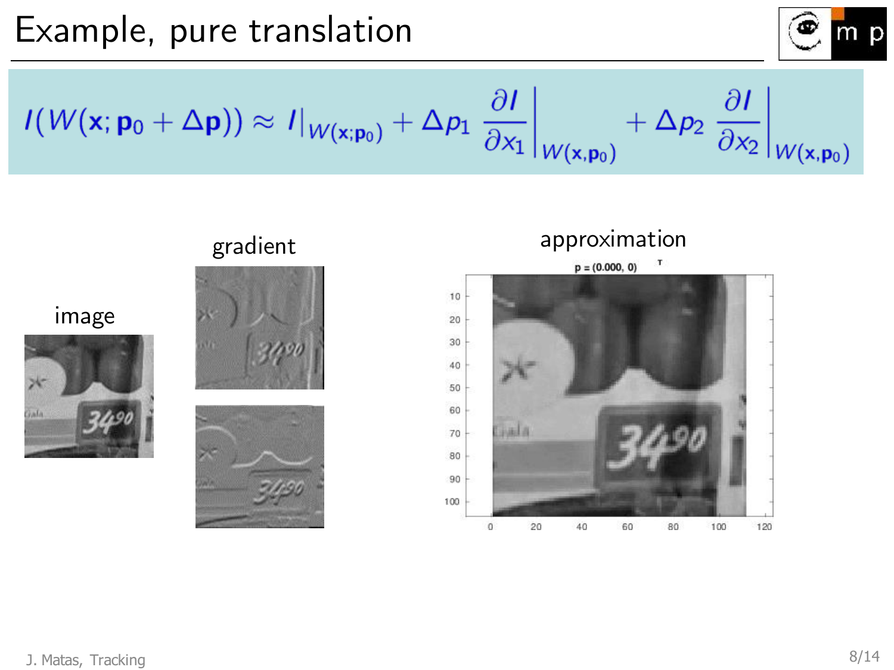# Example, pure translation

$$I(W(\mathbf{x};\mathbf{p}_0+\Delta\mathbf{p})) \approx I|_{W(\mathbf{x};\mathbf{p}_0)} + \Delta p_1 \left.\frac{\partial I}{\partial x_1}\right|_{W(\mathbf{x},\mathbf{p}_0)} + \Delta p_2 \left.\frac{\partial I}{\partial x_2}\right|_{W(\mathbf{x},\mathbf{p}_0)}$$

image

gradient

approximation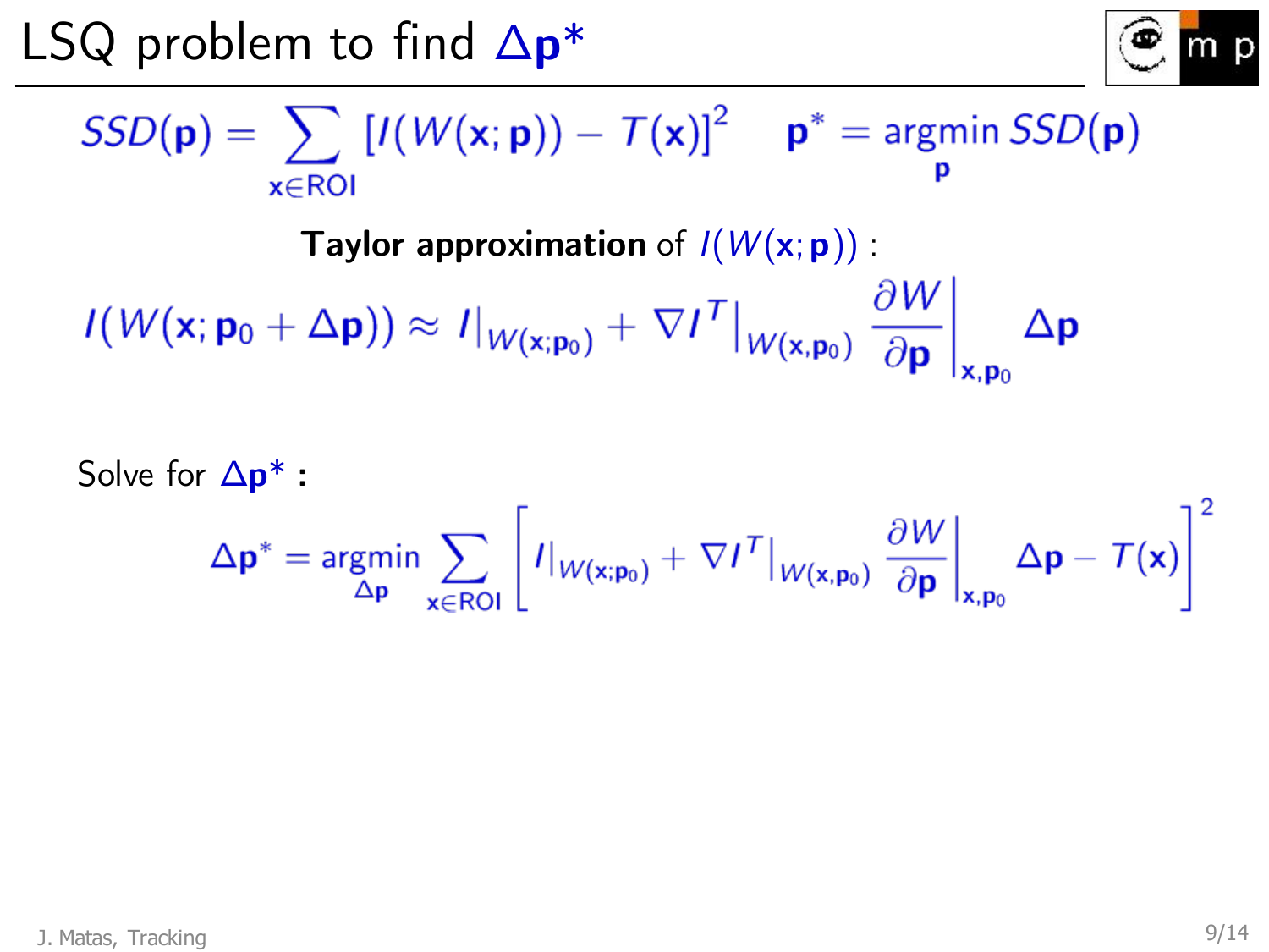# LSQ problem to find $\Delta\mathbf{p}^*$

$$SSD(\mathbf{p}) = \sum_{\mathbf{x} \in \mathrm{ROI}} \left[ I(W(\mathbf{x};\mathbf{p})) - T(\mathbf{x}) \right]^2 \qquad \mathbf{p}^* = \underset{\mathbf{p}}{\operatorname{argmin}}\, SSD(\mathbf{p})$$

**Taylor approximation** of $I(W(\mathbf{x};\mathbf{p}))$ :

$$I(W(\mathbf{x};\mathbf{p}_0 + \Delta\mathbf{p})) \approx I|_{W(\mathbf{x};\mathbf{p}_0)} + \nabla I^T|_{W(\mathbf{x},\mathbf{p}_0)} \left. \frac{\partial W}{\partial \mathbf{p}} \right|_{\mathbf{x},\mathbf{p}_0} \Delta\mathbf{p}$$

Solve for $\Delta\mathbf{p}^*$ **:**

$$\Delta\mathbf{p}^* = \underset{\Delta\mathbf{p}}{\operatorname{argmin}} \sum_{\mathbf{x} \in \mathrm{ROI}} \left[ I|_{W(\mathbf{x};\mathbf{p}_0)} + \nabla I^T|_{W(\mathbf{x},\mathbf{p}_0)} \left. \frac{\partial W}{\partial \mathbf{p}} \right|_{\mathbf{x},\mathbf{p}_0} \Delta\mathbf{p} - T(\mathbf{x}) \right]^2$$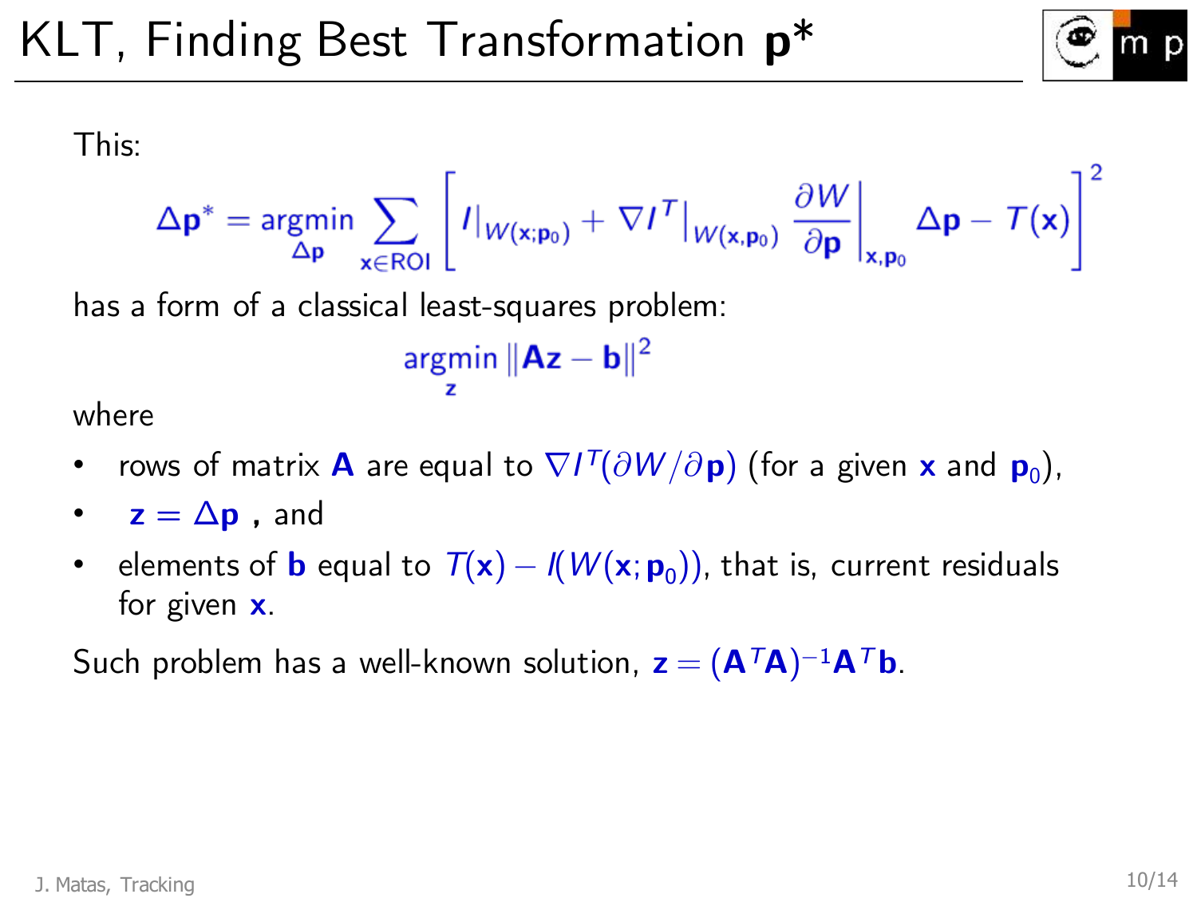# KLT, Finding Best Transformation $\mathbf{p}^*$

This:

$$\Delta \mathbf{p}^* = \underset{\Delta \mathbf{p}}{\operatorname{argmin}} \sum_{\mathbf{x} \in \mathrm{ROI}} \left[ I|_{W(\mathbf{x};\mathbf{p}_0)} + \nabla I^T|_{W(\mathbf{x},\mathbf{p}_0)} \left.\frac{\partial W}{\partial \mathbf{p}}\right|_{\mathbf{x},\mathbf{p}_0} \Delta \mathbf{p} - T(\mathbf{x}) \right]^2$$

has a form of a classical least-squares problem:

$$\underset{\mathbf{z}}{\operatorname{argmin}} \|\mathbf{A}\mathbf{z} - \mathbf{b}\|^2$$

where

- rows of matrix $\mathbf{A}$ are equal to $\nabla I^T (\partial W / \partial \mathbf{p})$ (for a given $\mathbf{x}$ and $\mathbf{p}_0$),
- $\mathbf{z} = \Delta \mathbf{p}$ , and
- elements of $\mathbf{b}$ equal to $T(\mathbf{x}) - I(W(\mathbf{x};\mathbf{p}_0))$, that is, current residuals for given $\mathbf{x}$.

Such problem has a well-known solution, $\mathbf{z} = (\mathbf{A}^T \mathbf{A})^{-1} \mathbf{A}^T \mathbf{b}$.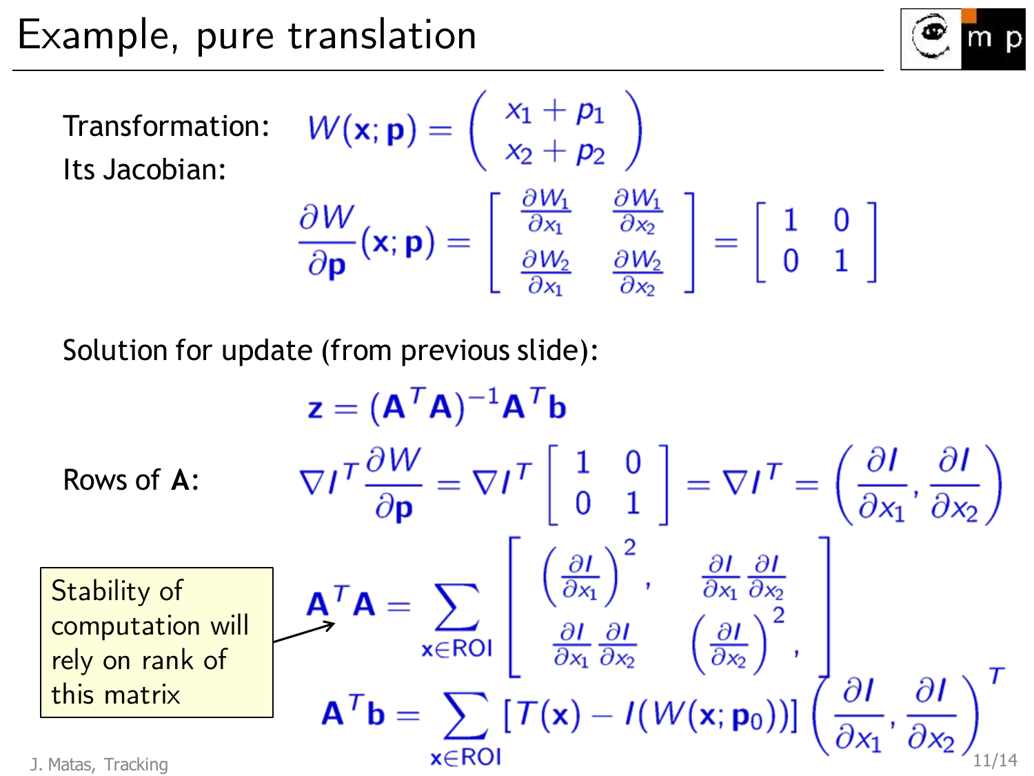# Example, pure translation

Transformation: $$W(\mathbf{x};\mathbf{p}) = \begin{pmatrix} x_1 + p_1 \\ x_2 + p_2 \end{pmatrix}$$

Its Jacobian:

$$\frac{\partial W}{\partial \mathbf{p}}(\mathbf{x};\mathbf{p}) = \begin{bmatrix} \frac{\partial W_1}{\partial x_1} & \frac{\partial W_1}{\partial x_2} \\ \frac{\partial W_2}{\partial x_1} & \frac{\partial W_2}{\partial x_2} \end{bmatrix} = \begin{bmatrix} 1 & 0 \\ 0 & 1 \end{bmatrix}$$

Solution for update (from previous slide):

$$\mathbf{z} = (\mathbf{A}^T\mathbf{A})^{-1}\mathbf{A}^T\mathbf{b}$$

Rows of $\mathbf{A}$:

$$\nabla I^T \frac{\partial W}{\partial \mathbf{p}} = \nabla I^T \begin{bmatrix} 1 & 0 \\ 0 & 1 \end{bmatrix} = \nabla I^T = \left(\frac{\partial I}{\partial x_1}, \frac{\partial I}{\partial x_2}\right)$$

$$\mathbf{A}^T\mathbf{A} = \sum_{\mathbf{x}\in \mathrm{ROI}} \begin{bmatrix} \left(\frac{\partial I}{\partial x_1}\right)^2, & \frac{\partial I}{\partial x_1}\frac{\partial I}{\partial x_2} \\ \frac{\partial I}{\partial x_1}\frac{\partial I}{\partial x_2} & \left(\frac{\partial I}{\partial x_2}\right)^2, \end{bmatrix}$$

$$\mathbf{A}^T\mathbf{b} = \sum_{\mathbf{x}\in \mathrm{ROI}} [T(\mathbf{x}) - I(W(\mathbf{x};\mathbf{p}_0))] \left(\frac{\partial I}{\partial x_1}, \frac{\partial I}{\partial x_2}\right)^T$$

Stability of computation will rely on rank of this matrix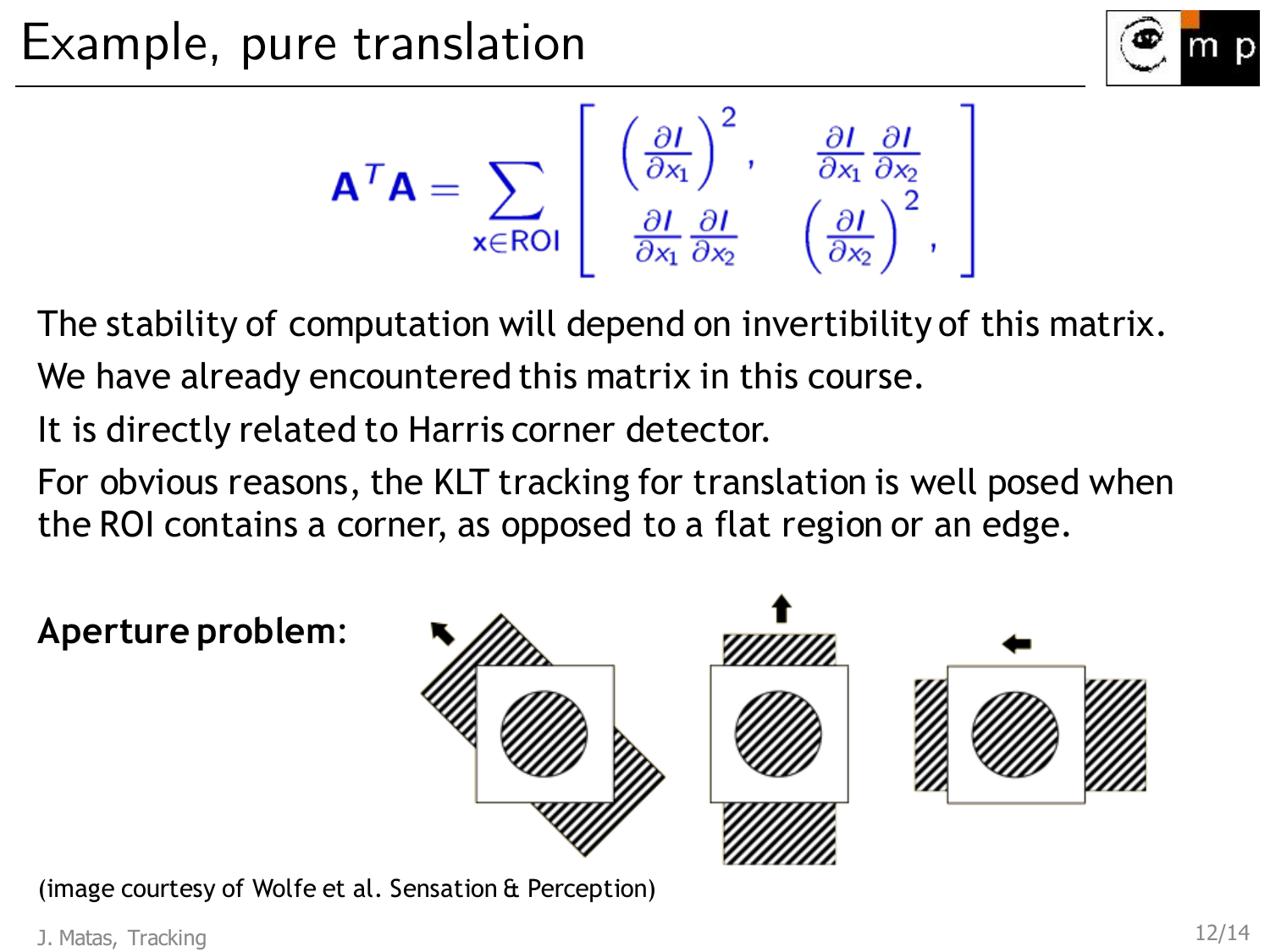# Example, pure translation

$$\mathbf{A}^T\mathbf{A} = \sum_{x \in \text{ROI}} \begin{bmatrix} \left(\frac{\partial I}{\partial x_1}\right)^2, & \frac{\partial I}{\partial x_1}\frac{\partial I}{\partial x_2} \\ \frac{\partial I}{\partial x_1}\frac{\partial I}{\partial x_2} & \left(\frac{\partial I}{\partial x_2}\right)^2, \end{bmatrix}$$

The stability of computation will depend on invertibility of this matrix.

We have already encountered this matrix in this course.

It is directly related to Harris corner detector.

For obvious reasons, the KLT tracking for translation is well posed when the ROI contains a corner, as opposed to a flat region or an edge.

**Aperture problem**:

(image courtesy of Wolfe et al. Sensation & Perception)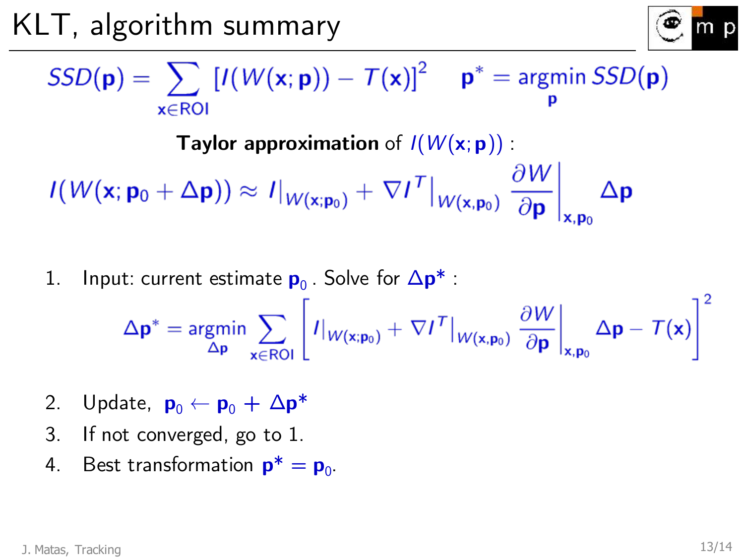# KLT, algorithm summary

$$SSD(\mathbf{p}) = \sum_{\mathbf{x} \in ROI} \left[ I(W(\mathbf{x}; \mathbf{p})) - T(\mathbf{x}) \right]^2 \qquad \mathbf{p}^* = \underset{\mathbf{p}}{\operatorname{argmin}}\, SSD(\mathbf{p})$$

**Taylor approximation** of $I(W(\mathbf{x}; \mathbf{p}))$ :

$$I(W(\mathbf{x}; \mathbf{p}_0 + \Delta\mathbf{p})) \approx I|_{W(\mathbf{x};\mathbf{p}_0)} + \nabla I^T|_{W(\mathbf{x},\mathbf{p}_0)} \left. \frac{\partial W}{\partial \mathbf{p}} \right|_{\mathbf{x},\mathbf{p}_0} \Delta\mathbf{p}$$

1. Input: current estimate $\mathbf{p}_0$ . Solve for $\Delta\mathbf{p}^*$ :

$$\Delta\mathbf{p}^* = \underset{\Delta\mathbf{p}}{\operatorname{argmin}} \sum_{\mathbf{x} \in ROI} \left[ I|_{W(\mathbf{x};\mathbf{p}_0)} + \nabla I^T|_{W(\mathbf{x},\mathbf{p}_0)} \left. \frac{\partial W}{\partial \mathbf{p}} \right|_{\mathbf{x},\mathbf{p}_0} \Delta\mathbf{p} - T(\mathbf{x}) \right]^2$$

2. Update, $\mathbf{p}_0 \leftarrow \mathbf{p}_0 + \Delta\mathbf{p}^*$
3. If not converged, go to 1.
4. Best transformation $\mathbf{p}^* = \mathbf{p}_0$.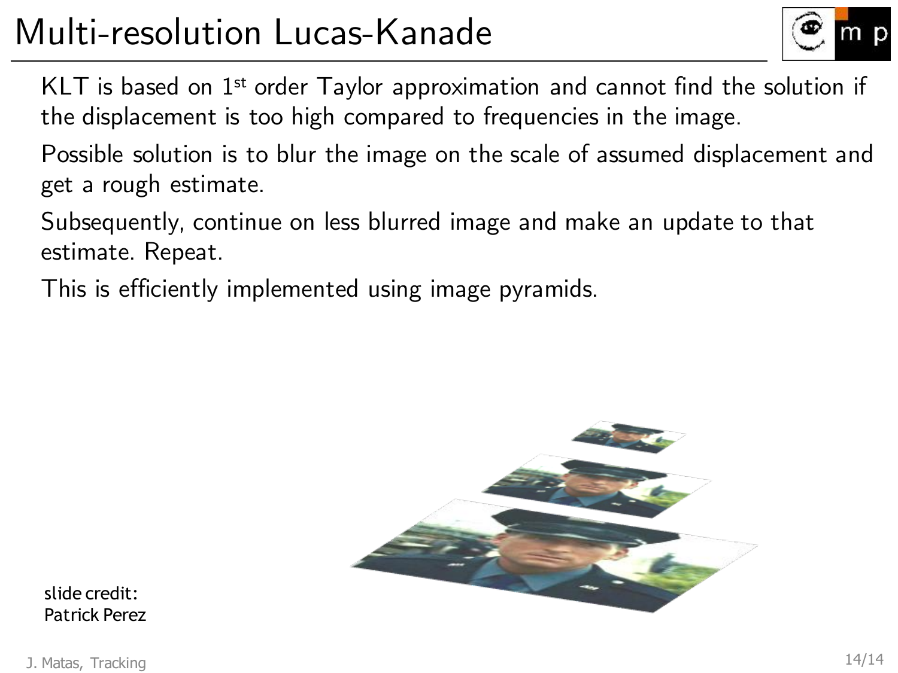# Multi-resolution Lucas-Kanade

KLT is based on 1[st] order Taylor approximation and cannot find the solution if the displacement is too high compared to frequencies in the image.

Possible solution is to blur the image on the scale of assumed displacement and get a rough estimate.

Subsequently, continue on less blurred image and make an update to that estimate. Repeat.

This is efficiently implemented using image pyramids.

slide credit:
Patrick Perez